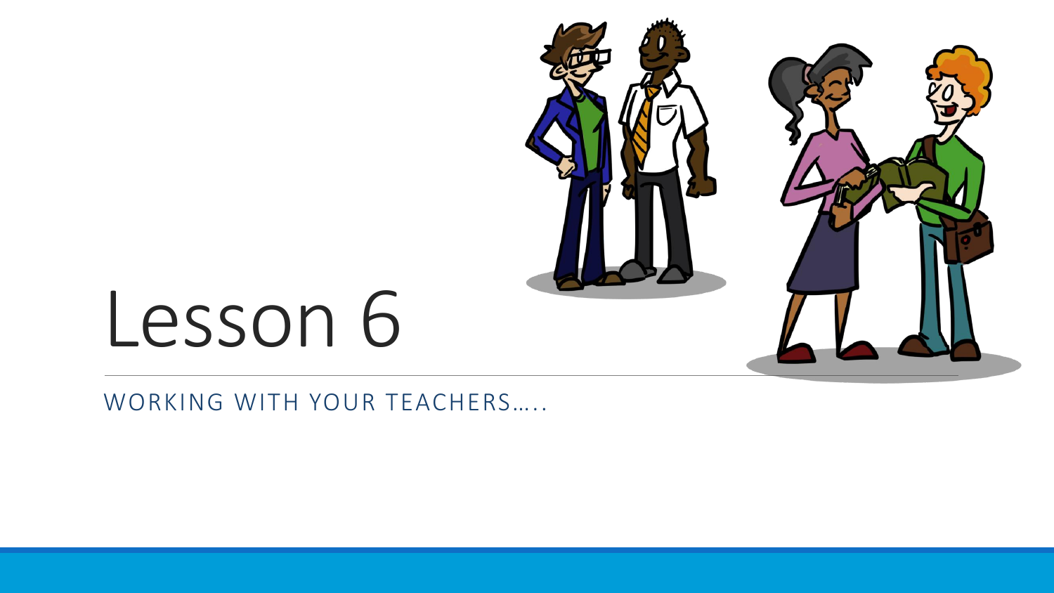# Lesson 6

WORKING WITH YOUR TEACHERS…..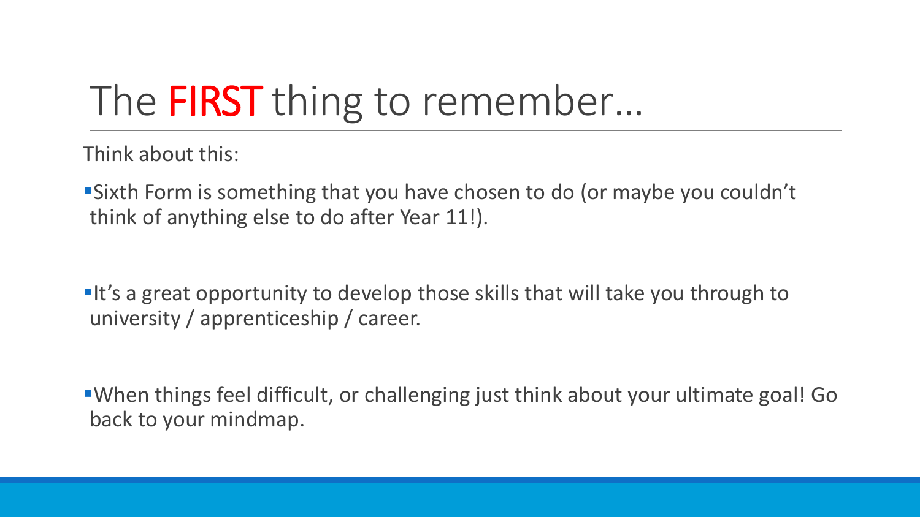# The **FIRST** thing to remember…

Think about this:

- Sixth Form is something that you have chosen to do (or maybe you couldn't think of anything else to do after Year 11!).

- It's a great opportunity to develop those skills that will take you through to university / apprenticeship / career.

- When things feel difficult, or challenging just think about your ultimate goal! Go back to your mindmap.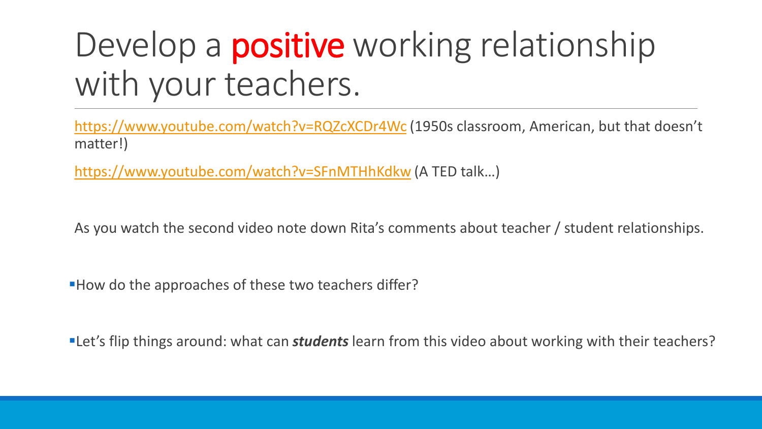# Develop a positive working relationship with your teachers.

[https://www.youtube.com/watch?v=RQZcXCDr4Wc](https://www.youtube.com/watch?v=RQZcXCDr4Wc) (1950s classroom, American, but that doesn't matter!)

[https://www.youtube.com/watch?v=SFnMTHhKdkw](https://www.youtube.com/watch?v=SFnMTHhKdkw) (A TED talk…)

As you watch the second video note down Rita's comments about teacher / student relationships.

- How do the approaches of these two teachers differ?

- Let's flip things around: what can ***students*** learn from this video about working with their teachers?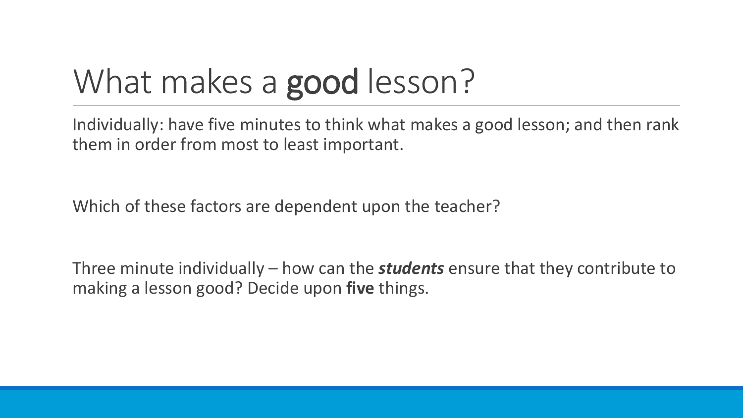# What makes a **good** lesson?

Individually: have five minutes to think what makes a good lesson; and then rank them in order from most to least important.

Which of these factors are dependent upon the teacher?

Three minute individually – how can the ***students*** ensure that they contribute to making a lesson good? Decide upon **five** things.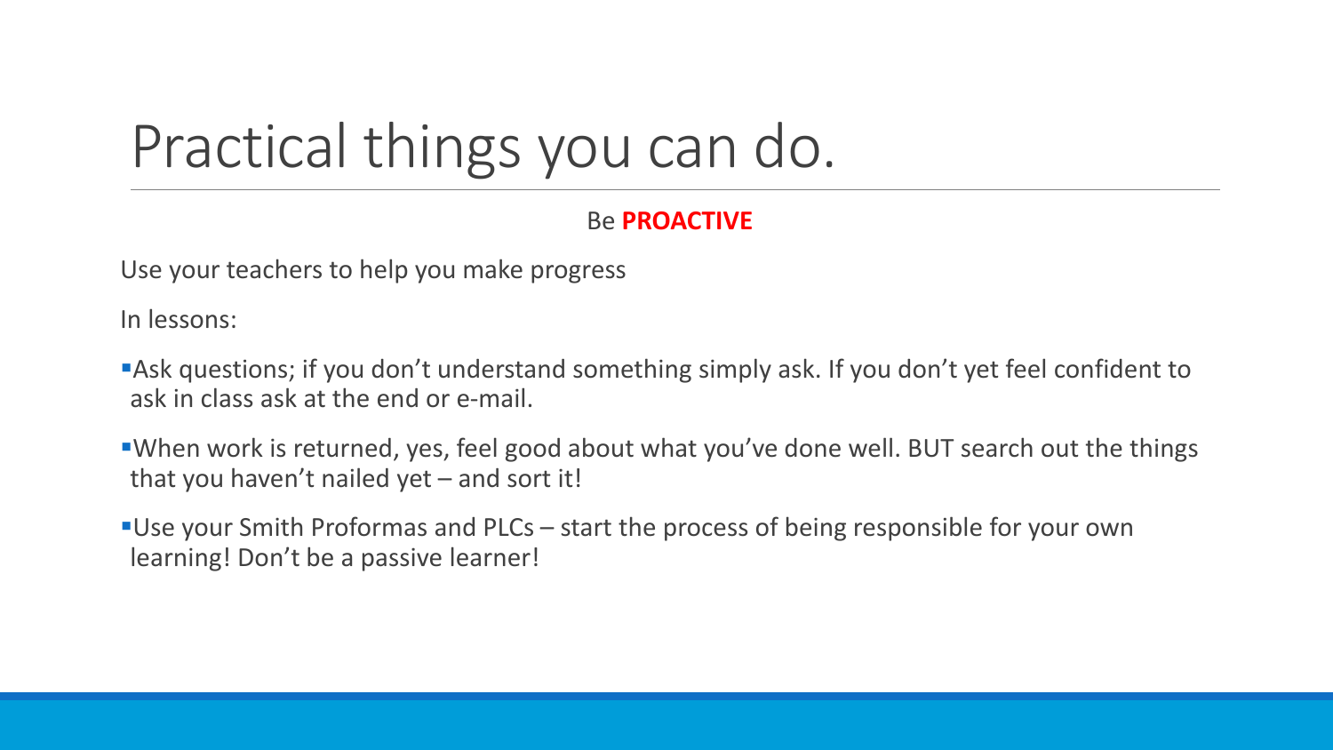# Practical things you can do.

Be **PROACTIVE**

Use your teachers to help you make progress

In lessons:

- Ask questions; if you don't understand something simply ask. If you don't yet feel confident to ask in class ask at the end or e-mail.
- When work is returned, yes, feel good about what you've done well. BUT search out the things that you haven't nailed yet – and sort it!
- Use your Smith Proformas and PLCs – start the process of being responsible for your own learning! Don't be a passive learner!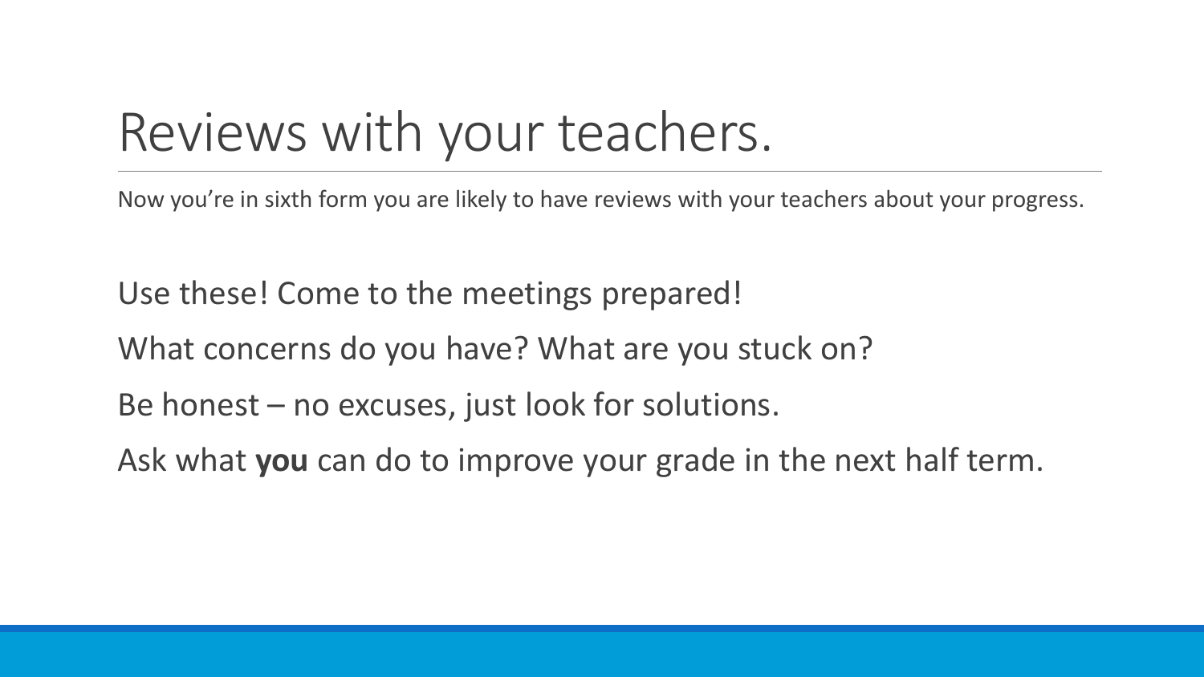# Reviews with your teachers.

Now you're in sixth form you are likely to have reviews with your teachers about your progress.

Use these! Come to the meetings prepared!

What concerns do you have? What are you stuck on?

Be honest – no excuses, just look for solutions.

Ask what **you** can do to improve your grade in the next half term.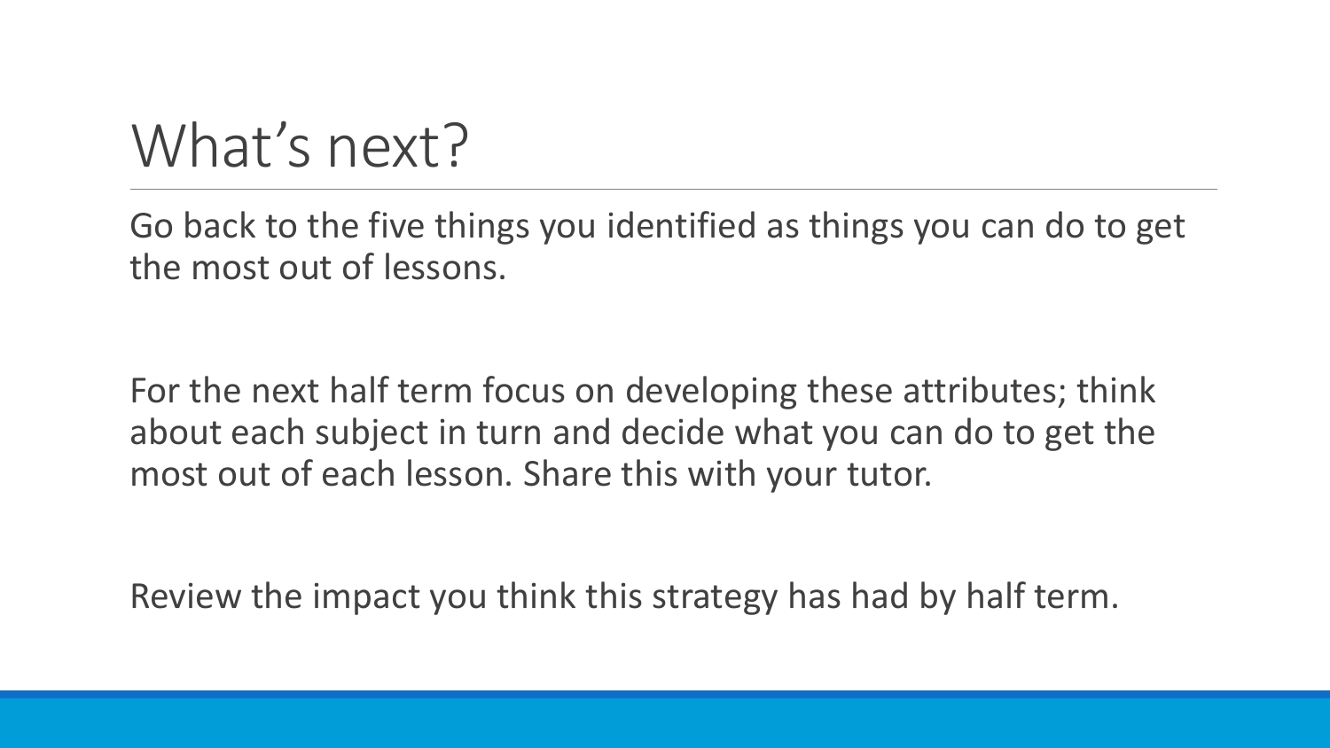# What’s next?

Go back to the five things you identified as things you can do to get the most out of lessons.

For the next half term focus on developing these attributes; think about each subject in turn and decide what you can do to get the most out of each lesson. Share this with your tutor.

Review the impact you think this strategy has had by half term.